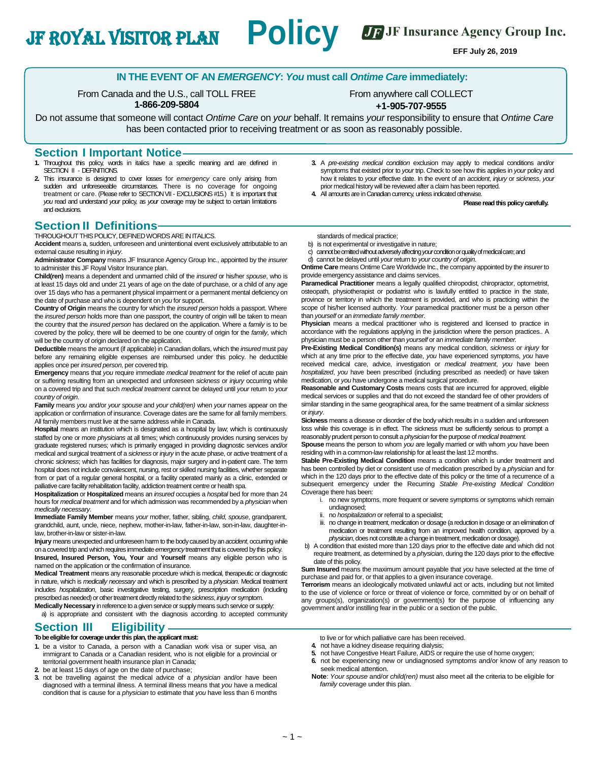# JF ROYAL VISITOR PLAN **Policy**

**JF Insurance Agency Group Inc.**

**EFF July 26, 2019**

**IN THE EVENT OF AN *EMERGENCY*: *You* must call *Ontime Care* immediately:**

From Canada and the U.S., call TOLL FREE **1-866-209-5804**

From anywhere call COLLECT **+1-905-707-9555**

Do not assume that someone will contact *Ontime Care* on *your* behalf. It remains *your* responsibility to ensure that *Ontime Care* has been contacted prior to receiving treatment or as soon as reasonably possible.

## Section I Important Notice

1. Throughout this policy, words in italics have a specific meaning and are defined in SECTION II - DEFINITIONS.
2. This insurance is designed to cover losses for *emergency* care only arising from sudden and unforeseeable circumstances. There is no coverage for ongoing treatment or care. (Please refer to SECTION VII - EXCLUSIONS #15.) It is important that *you* read and understand *your* policy, as *your* coverage may be subject to certain limitations and exclusions.
3. A *pre-existing medical condition* exclusion may apply to medical conditions and/or symptoms that existed prior to *your* trip. Check to see how this applies in *your* policy and how it relates to *your* effective date. In the event of an *accident*, *injury* or *sickness*, *your* prior medical history will be reviewed after a claim has been reported.
4. All amounts are in Canadian currency, unless indicated otherwise.

**Please read this policy carefully.**

## Section II Definitions

THROUGHOUT THIS POLICY, DEFINED WORDS ARE IN ITALICS.

**Accident** means a, sudden, unforeseen and unintentional event exclusively attributable to an external cause resulting in *injury*.

**Administrator Company** means JF Insurance Agency Group Inc., appointed by the *insurer* to administer this JF Royal Visitor Insurance plan.

**Child(ren)** means a dependent and unmarried child of the *insured* or his/her *spouse*, who is at least 15 days old and under 21 years of age on the date of purchase, or a child of any age over 15 days who has a permanent physical impairment or a permanent mental deficiency on the date of purchase and who is dependent on *you* for support.

**Country of Origin** means the country for which the *insured person* holds a passport. Where the *insured person* holds more than one passport, the country of origin will be taken to mean the country that the *insured person* has declared on the application. Where a *family* is to be covered by the policy, there will be deemed to be one country of origin for the *family*, which will be the country of origin declared on the application.

**Deductible** means the amount (if applicable) in Canadian dollars, which the *insured* must pay before any remaining eligible expenses are reimbursed under this policy. he deductible applies once per *insured person*, per covered trip.

**Emergency** means that *you* require immediate *medical treatment* for the relief of acute pain or suffering resulting from an unexpected and unforeseen *sickness* or *injury* occurring while on a covered trip and that such *medical treatment* cannot be delayed until *your* return to *your country of origin*.

**Family** means *you* and/or *your spouse* and *your child(ren)* when *your* names appear on the application or confirmation of insurance. Coverage dates are the same for all family members. All family members must live at the same address while in Canada.

**Hospital** means an institution which is designated as a hospital by law; which is continuously staffed by one or more *physicians* at all times; which continuously provides nursing services by graduate registered nurses; which is primarily engaged in providing diagnostic services and/or medical and surgical treatment of a *sickness* or *injury* in the acute phase, or active treatment of a chronic *sickness*; which has facilities for diagnosis, major surgery and in-patient care. The term hospital does not include convalescent, nursing, rest or skilled nursing facilities, whether separate from or part of a regular general hospital, or a facility operated mainly as a clinic, extended or palliative care facility rehabilitation facility, addiction treatment centre or health spa.

**Hospitalization** or **Hospitalized** means an *insured* occupies a *hospital* bed for more than 24 hours for *medical treatment* and for which admission was recommended by a *physician* when *medically necessary*.

**Immediate Family Member** means *your* mother, father, sibling, *child*, *spouse*, grandparent, grandchild, aunt, uncle, niece, nephew, mother-in-law, father-in-law, son-in-law, daughter-in-law, brother-in-law or sister-in-law.

**Injury** means unexpected and unforeseen harm to the body caused by an *accident*, occurring while on a covered trip and which requires immediate *emergency* treatment that is covered by this policy.

**Insured, Insured Person, You, Your** and **Yourself** means any eligible person who is named on the application or the confirmation of insurance.

**Medical Treatment** means any reasonable procedure which is medical, therapeutic or diagnostic in nature, which is *medically necessary* and which is prescribed by a *physician*. Medical treatment includes *hospitalization*, basic investigative testing, surgery, prescription medication (including prescribed as needed) or other treatment directly related to the *sickness*, *injury* or symptom.

**Medically Necessary** in reference to a given service or supply means such service or supply:

a) is appropriate and consistent with the diagnosis according to accepted community standards of medical practice;
b) is not experimental or investigative in nature;
c) cannot be omitted without adversely affecting *your* condition or quality of medical care; and
d) cannot be delayed until *your* return to *your country of origin*.

**Ontime Care** means Ontime Care Worldwide Inc., the company appointed by the *insurer* to provide emergency assistance and claims services.

**Paramedical Practitioner** means a legally qualified chiropodist, chiropractor, optometrist, osteopath, physiotherapist or podiatrist who is lawfully entitled to practice in the state, province or territory in which the treatment is provided, and who is practicing within the scope of his/her licensed authority. *Your* paramedical practitioner must be a person other than *yourself* or an *immediate family member*.

**Physician** means a medical practitioner who is registered and licensed to practice in accordance with the regulations applying in the jurisdiction where the person practices.. A physician must be a person other than *yourself* or an *immediate family member*.

**Pre-Existing Medical Condition(s)** means any medical condition, *sickness* or *injury* for which at any time prior to the effective date, *you* have experienced symptoms, *you* have received medical care, advice, investigation or *medical treatment*, *you* have been *hospitalized*, *you* have been prescribed (including prescribed as needed) or have taken medication, or *you* have undergone a medical surgical procedure.

**Reasonable and Customary Costs** means costs that are incurred for approved, eligible medical services or supplies and that do not exceed the standard fee of other providers of similar standing in the same geographical area, for the same treatment of a similar *sickness* or *injury*.

**Sickness** means a disease or disorder of the body which results in a sudden and unforeseen loss while this coverage is in effect. The sickness must be sufficiently serious to prompt a reasonably prudent person to consult a *physician* for the purpose of *medical treatment*.

**Spouse** means the person to whom *you* are legally married or with whom *you* have been residing with in a common-law relationship for at least the last 12 months.

**Stable Pre-Existing Medical Condition** means a condition which is under treatment and has been controlled by diet or consistent use of medication prescribed by a *physician* and for which in the 120 days prior to the effective date of this policy or the time of a recurrence of a subsequent emergency under the Recurring *Stable Pre-existing Medical Condition* Coverage there has been:

- i. no new symptoms, more frequent or severe symptoms or symptoms which remain undiagnosed;
- ii. no *hospitalization* or referral to a specialist;
- iii. no change in treatment, medication or dosage (a reduction in dosage or an elimination of medication or treatment resulting from an improved health condition, approved by a *physician*, does not constitute a change in treatment, medication or dosage).

b) A condition that existed more than 120 days prior to the effective date and which did not require treatment, as determined by a *physician*, during the 120 days prior to the effective date of this policy.

**Sum Insured** means the maximum amount payable that *you* have selected at the time of purchase and paid for, or that applies to a given insurance coverage.

**Terrorism** means an ideologically motivated unlawful act or acts, including but not limited to the use of violence or force or threat of violence or force, committed by or on behalf of any groups(s), organization(s) or government(s) for the purpose of influencing any government and/or instilling fear in the public or a section of the public.

## Section III Eligibility

**To be eligible for coverage under this plan, the applicant must:**

1. be a visitor to Canada, a person with a Canadian work visa or super visa, an immigrant to Canada or a Canadian resident, who is not eligible for a provincial or territorial government health insurance plan in Canada;
2. be at least 15 days of age on the date of purchase;
3. not be travelling against the medical advice of a *physician* and/or have been diagnosed with a terminal illness. A terminal illness means that *you* have a medical condition that is cause for a *physician* to estimate that *you* have less than 6 months to live or for which palliative care has been received.
4. not have a kidney disease requiring dialysis;
5. not have Congestive Heart Failure, AIDS or require the use of home oxygen;
6. not be experiencing new or undiagnosed symptoms and/or know of any reason to seek medical attention.

**Note**: *Your spouse* and/or *child(ren)* must also meet all the criteria to be eligible for *family* coverage under this plan.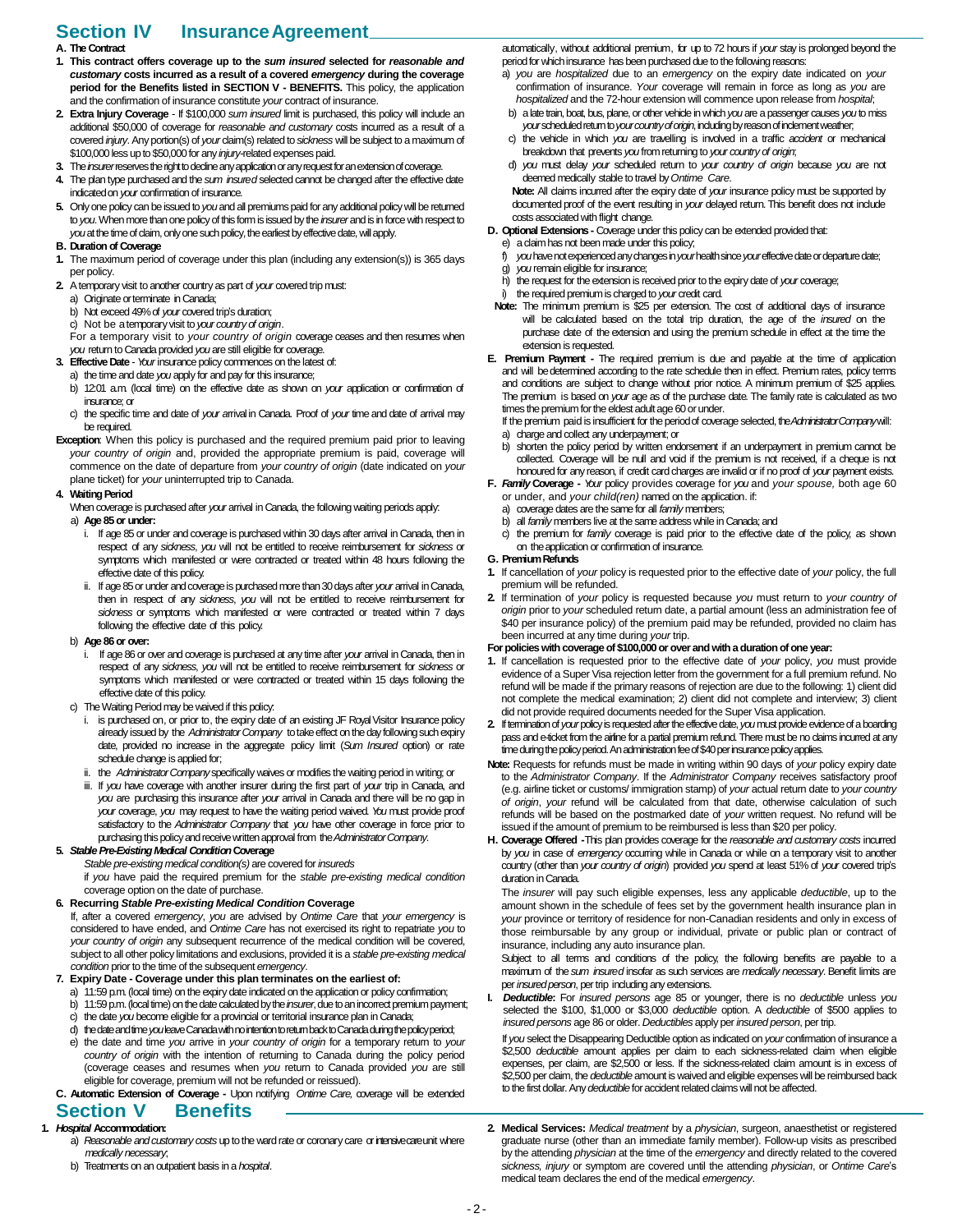# Section IV Insurance Agreement

### A. The Contract

1. **This contract offers coverage up to the *sum insured* selected for *reasonable and customary* costs incurred as a result of a covered *emergency* during the coverage period for the Benefits listed in SECTION V - BENEFITS.** This policy, the application and the confirmation of insurance constitute *your* contract of insurance.
2. **Extra Injury Coverage** - If $100,000 *sum insured* limit is purchased, this policy will include an additional $50,000 of coverage for *reasonable and customary* costs incurred as a result of a covered *injury*. Any portion(s) of *your* claim(s) related to *sickness* will be subject to a maximum of $100,000 less up to $50,000 for any *injury*-related expenses paid.
3. The *insurer* reserves the right to decline any application or any request for an extension of coverage.
4. The plan type purchased and the *sum insured* selected cannot be changed after the effective date indicated on *your* confirmation of insurance.
5. Only one policy can be issued to *you* and all premiums paid for any additional policy will be returned to *you*. When more than one policy of this form is issued by the *insurer* and is in force with respect to *you* at the time of claim, only one such policy, the earliest by effective date, will apply.

### B. Duration of Coverage

1. The maximum period of coverage under this plan (including any extension(s)) is 365 days per policy.
2. A temporary visit to another country as part of *your* covered trip must:
   a) Originate or terminate in Canada;
   b) Not exceed 49% of *your* covered trip's duration;
   c) Not be a temporary visit to *your country of origin*.

   For a temporary visit to *your country of origin* coverage ceases and then resumes when *you* return to Canada provided *you* are still eligible for coverage.
3. **Effective Date** - *Your* insurance policy commences on the latest of:
   a) the time and date *you* apply for and pay for this insurance;
   b) 12:01 a.m. (local time) on the effective date as shown on *your* application or confirmation of insurance; or
   c) the specific time and date of *your* arrival in Canada. Proof of *your* time and date of arrival may be required.

**Exception**: When this policy is purchased and the required premium paid prior to leaving *your country of origin* and, provided the appropriate premium is paid, coverage will commence on the date of departure from *your country of origin* (date indicated on *your* plane ticket) for *your* uninterrupted trip to Canada.

4. **Waiting Period**

   When coverage is purchased after *your* arrival in Canada, the following waiting periods apply:

   a) **Age 85 or under:**
      i. If age 85 or under and coverage is purchased within 30 days after arrival in Canada, then in respect of any *sickness*, *you* will not be entitled to receive reimbursement for *sickness* or symptoms which manifested or were contracted or treated within 48 hours following the effective date of this policy.
      ii. If age 85 or under and coverage is purchased more than 30 days after *your* arrival in Canada, then in respect of any *sickness*, *you* will not be entitled to receive reimbursement for *sickness* or symptoms which manifested or were contracted or treated within 7 days following the effective date of this policy.

   b) **Age 86 or over:**
      i. If age 86 or over and coverage is purchased at any time after *your* arrival in Canada, then in respect of any *sickness*, *you* will not be entitled to receive reimbursement for *sickness* or symptoms which manifested or were contracted or treated within 15 days following the effective date of this policy.

   c) The Waiting Period may be waived if this policy:
      i. is purchased on, or prior to, the expiry date of an existing JF Royal Visitor Insurance policy already issued by the *Administrator Company* to take effect on the day following such expiry date, provided no increase in the aggregate policy limit (*Sum Insured* option) or rate schedule change is applied for;
      ii. the *Administrator Company* specifically waives or modifies the waiting period in writing; or
      iii. If *you* have coverage with another insurer during the first part of *your* trip in Canada, and *you* are purchasing this insurance after *your* arrival in Canada and there will be no gap in *your* coverage, *you* may request to have the waiting period waived. *You* must provide proof satisfactory to the *Administrator Company* that *you* have other coverage in force prior to purchasing this policy and receive written approval from the *Administrator Company*.

5. ***Stable Pre-Existing Medical Condition* Coverage**

   *Stable pre-existing medical condition(s)* are covered for *insureds* if *you* have paid the required premium for the *stable pre-existing medical condition* coverage option on the date of purchase.

6. **Recurring *Stable Pre-existing Medical Condition* Coverage**

   If, after a covered *emergency*, *you* are advised by *Ontime Care* that *your emergency* is considered to have ended, and *Ontime Care* has not exercised its right to repatriate *you* to *your country of origin* any subsequent recurrence of the medical condition will be covered, subject to all other policy limitations and exclusions, provided it is a *stable pre-existing medical condition* prior to the time of the subsequent *emergency*.

7. **Expiry Date - Coverage under this plan terminates on the earliest of:**
   a) 11:59 p.m. (local time) on the expiry date indicated on the application or policy confirmation;
   b) 11:59 p.m. (local time) on the date calculated by the *insurer*, due to an incorrect premium payment;
   c) the date *you* become eligible for a provincial or territorial insurance plan in Canada;
   d) the date and time *you* leave Canada with no intention to return back to Canada during the policy period;
   e) the date and time *you* arrive in *your country of origin* for a temporary return to *your country of origin* with the intention of returning to Canada during the policy period (coverage ceases and resumes when *you* return to Canada provided *you* are still eligible for coverage, premium will not be refunded or reissued).

**C. Automatic Extension of Coverage -** Upon notifying *Ontime Care*, coverage will be extended automatically, without additional premium, for up to 72 hours if *your* stay is prolonged beyond the period for which insurance has been purchased due to the following reasons:

a) *you* are *hospitalized* due to an *emergency* on the expiry date indicated on *your* confirmation of insurance. *Your* coverage will remain in force as long as *you* are *hospitalized* and the 72-hour extension will commence upon release from *hospital*;
b) a late train, boat, bus, plane, or other vehicle in which *you* are a passenger causes *you* to miss *your* scheduled return to *your country of origin*, including by reason of inclement weather;
c) the vehicle in which *you* are travelling is involved in a traffic *accident* or mechanical breakdown that prevents *you* from returning to *your country of origin*;
d) *you* must delay *your* scheduled return to *your country of origin* because *you* are not deemed medically stable to travel by *Ontime Care*.

**Note:** All claims incurred after the expiry date of *your* insurance policy must be supported by documented proof of the event resulting in *your* delayed return. This benefit does not include costs associated with flight change.

**D. Optional Extensions -** Coverage under this policy can be extended provided that:

e) a claim has not been made under this policy;
f) *you* have not experienced any changes in *your* health since *your* effective date or departure date;
g) *you* remain eligible for insurance;
h) the request for the extension is received prior to the expiry date of *your* coverage;
i) the required premium is charged to *your* credit card.

**Note:** The minimum premium is $25 per extension. The cost of additional days of insurance will be calculated based on the total trip duration, the age of the *insured* on the purchase date of the extension and using the premium schedule in effect at the time the extension is requested.

**E. Premium Payment -** The required premium is due and payable at the time of application and will be determined according to the rate schedule then in effect. Premium rates, policy terms and conditions are subject to change without prior notice. A minimum premium of $25 applies. The premium is based on *your* age as of the purchase date. The family rate is calculated as two times the premium for the eldest adult age 60 or under.

If the premium paid is insufficient for the period of coverage selected, the *Administrator Company* will:

a) charge and collect any underpayment; or
b) shorten the policy period by written endorsement if an underpayment in premium cannot be collected. Coverage will be null and void if the premium is not received, if a cheque is not honoured for any reason, if credit card charges are invalid or if no proof of *your* payment exists.

**F. *Family* Coverage -** *Your* policy provides coverage for *you* and *your spouse*, both age 60 or under, and *your child(ren)* named on the application. if:

a) coverage dates are the same for all *family* members;
b) all *family* members live at the same address while in Canada; and
c) the premium for *family* coverage is paid prior to the effective date of the policy, as shown on the application or confirmation of insurance.

**G. Premium Refunds**

1. If cancellation of *your* policy is requested prior to the effective date of *your* policy, the full premium will be refunded.
2. If termination of *your* policy is requested because *you* must return to *your country of origin* prior to *your* scheduled return date, a partial amount (less an administration fee of $40 per insurance policy) of the premium paid may be refunded, provided no claim has been incurred at any time during *your* trip.

**For policies with coverage of $100,000 or over and with a duration of one year:**

1. If cancellation is requested prior to the effective date of *your* policy, *you* must provide evidence of a Super Visa rejection letter from the government for a full premium refund. No refund will be made if the primary reasons of rejection are due to the following: 1) client did not complete the medical examination; 2) client did not complete and interview; 3) client did not provide required documents needed for the Super Visa application.
2. If termination of *your* policy is requested after the effective date, *you* must provide evidence of a boarding pass and e-ticket from the airline for a partial premium refund. There must be no claims incurred at any time during the policy period. An administration fee of $40 per insurance policy applies.

**Note:** Requests for refunds must be made in writing within 90 days of *your* policy expiry date to the *Administrator Company*. If the *Administrator Company* receives satisfactory proof (e.g. airline ticket or customs/ immigration stamp) of *your* actual return date to *your country of origin*, *your* refund will be calculated from that date, otherwise calculation of such refunds will be based on the postmarked date of *your* written request. No refund will be issued if the amount of premium to be reimbursed is less than $20 per policy.

**H. Coverage Offered -** This plan provides coverage for the *reasonable and customary costs* incurred by *you* in case of *emergency* occurring while in Canada or while on a temporary visit to another country (other than *your country of origin*) provided *you* spend at least 51% of *your* covered trip's duration in Canada.

The *insurer* will pay such eligible expenses, less any applicable *deductible*, up to the amount shown in the schedule of fees set by the government health insurance plan in *your* province or territory of residence for non-Canadian residents and only in excess of those reimbursable by any group or individual, private or public plan or contract of insurance, including any auto insurance plan.

Subject to all terms and conditions of the policy, the following benefits are payable to a maximum of the *sum insured* insofar as such services are *medically necessary*. Benefit limits are per *insured person*, per trip including any extensions.

**I. *Deductible*:** For *insured persons* age 85 or younger, there is no *deductible* unless *you* selected the $100, $1,000 or $3,000 *deductible* option. A *deductible* of $500 applies to *insured persons* age 86 or older. *Deductibles* apply per *insured person*, per trip.

If *you* select the Disappearing Deductible option as indicated on *your* confirmation of insurance a $2,500 *deductible* amount applies per claim to each sickness-related claim when eligible expenses, per claim, are $2,500 or less. If the sickness-related claim amount is in excess of $2,500 per claim, the *deductible* amount is waived and eligible expenses will be reimbursed back to the first dollar. Any *deductible* for accident related claims will not be affected.

# Section V Benefits

1. ***Hospital* Accommodation:**
   a) *Reasonable and customary costs* up to the ward rate or coronary care or intensive care unit where *medically necessary*;
   b) Treatments on an outpatient basis in a *hospital*.
2. **Medical Services:** *Medical treatment* by a *physician*, surgeon, anaesthetist or registered graduate nurse (other than an immediate family member). Follow-up visits as prescribed by the attending *physician* at the time of the *emergency* and directly related to the covered *sickness, injury* or symptom are covered until the attending *physician*, or *Ontime Care*'s medical team declares the end of the medical *emergency*.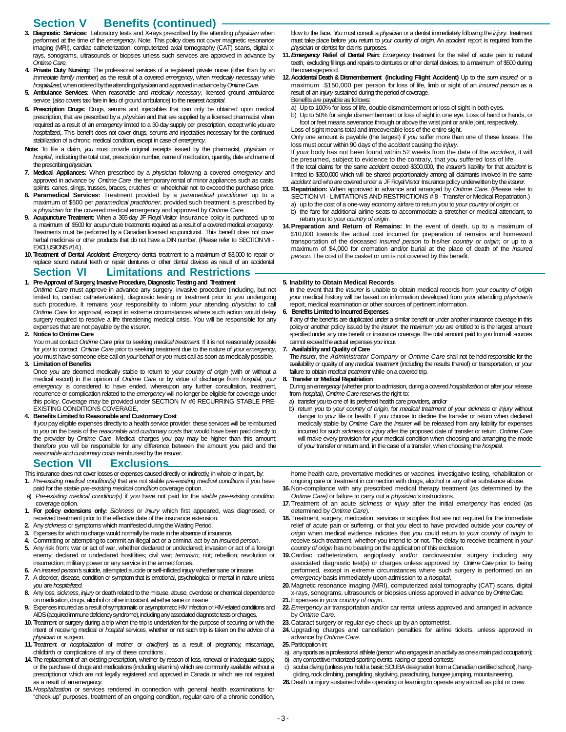## Section V Benefits (continued)

3. **Diagnostic Services:** Laboratory tests and X-rays prescribed by the attending *physician* when performed at the time of the *emergency*. Note: This policy does not cover magnetic resonance imaging (MRI), cardiac catheterization, computerized axial tomography (CAT) scans, digital x-rays, sonograms, ultrasounds or biopsies unless such services are approved in advance by *Ontime Care*.
4. **Private Duty Nursing:** The professional services of a registered private nurse (other than by an *immediate family member*) as the result of a covered *emergency*, when *medically necessary* while *hospitalized*, when ordered by the attending *physician* and approved in advance by *Ontime Care*.
5. **Ambulance Services:** When reasonable and *medically necessary*, licensed ground ambulance service (also covers taxi fare in lieu of ground ambulance) to the nearest *hospital*.
6. **Prescription Drugs:** Drugs, serums and injectables that can only be obtained upon medical prescription, that are prescribed by a *physician* and that are supplied by a licensed pharmacist when required as a result of an *emergency* limited to a 30-day supply per prescription, except while *you* are *hospitalized*,. This benefit does not cover drugs, serums and injectables necessary for the continued stabilization of a chronic medical condition, except in case of *emergency*.

**Note:** To file a claim, *you* must provide original receipts issued by the pharmacist, *physician* or *hospital*, indicating the total cost, prescription number, name of medication, quantity, date and name of the prescribing *physician*.

7. **Medical Appliances:** When prescribed by a *physician* following a covered *emergency* and approved in advance by *Ontime Care* the temporary rental of minor appliances such as casts, splints, canes, slings, trusses, braces, crutches or wheelchair not to exceed the purchase price.
8. **Paramedical Services:** Treatment provided by a *paramedical practitioner* up to a maximum of $500 per *paramedical practitioner*, provided such treatment is prescribed by a *physician* for the covered medical emergency and approved by *Ontime Care*.
9. **Acupuncture Treatment:** When a 365-day JF Royal Visitor Insurance policy is purchased, up to a maximum of $500 for acupuncture treatments required as a result of a covered medical *emergency*. Treatments must be performed by a Canadian licensed acupuncturist. This benefit does not cover herbal medicines or other products that do not have a DIN number. (Please refer to SECTION VII - EXCLUSIONS #14.).
10. **Treatment of Dental *Accident*:** *Emergency* dental treatment to a maximum of $3,000 to repair or replace sound natural teeth or repair dentures or other dental devices as result of an accidental blow to the face. *You* must consult a *physician* or a dentist immediately following the *injury*. Treatment must take place before *you* return to *your country of origin*. An *accident* report is required from the *physician* or dentist for claims purposes.
11. ***Emergency* Relief of Dental Pain:** *Emergency* treatment for the relief of acute pain to natural teeth, excluding fillings and repairs to dentures or other dental devices, to a maximum of $500 during the coverage period.
12. **Accidental Death & Dismemberment (Including Flight Accident)** Up to the *sum insured* or a maximum $150,000 per person for loss of life, limb or sight of an *insured person* as a result of an *injury* sustained during the period of coverage.
    Benefits are payable as follows:
    a) Up to 100% for loss of life, double dismemberment or loss of sight in both eyes.
    b) Up to 50% for single dismemberment or loss of sight in one eye. Loss of hand or hands, or foot or feet means severance through or above the wrist joint or ankle joint, respectively.
    Loss of sight means total and irrecoverable loss of the entire sight.
    Only one amount is payable (the largest) if *you* suffer more than one of these losses. The loss must occur within 90 days of the *accident* causing the *injury*.
    If *your* body has not been found within 52 weeks from the date of the *accident*, it will be presumed, subject to evidence to the contrary, that *you* suffered loss of life.
    If the total claims for the same *accident* exceed $300,000, the *insurer's* liability for that *accident* is limited to $300,000 which will be shared proportionately among all claimants involved in the same *accident* and who are covered under a JF Royal Visitor Insurance policy underwritten by the *insurer*.
13. **Repatriation:** When approved in advance and arranged by *Ontime Care*. (Please refer to SECTION VI - LIMITATIONS AND RESTRICTIONS # 8 - Transfer or Medical Repatriation.)
    a) up to the cost of a one-way economy airfare to return *you* to *your country of origin*; or
    b) the fare for additional airline seats to accommodate a stretcher or medical attendant, to return *you* to *your country of origin*.
14. **Preparation and Return of Remains:** In the event of death, up to a maximum of $10,000 towards the actual cost incurred for preparation of remains and homeward transportation of the deceased *insured person* to his/her *country or origin*; or up to a maximum of $4,000 for cremation and/or burial at the place of death of the *insured person*. The cost of the casket or urn is not covered by this benefit.

## Section VI Limitations and Restrictions

1. **Pre-Approval of Surgery, Invasive Procedure, Diagnostic Testing and Treatment**
   *Ontime Care* must approve in advance any surgery, invasive procedure (including, but not limited to, cardiac catheterization), diagnostic testing or treatment prior to *you* undergoing such procedure. It remains *your* responsibility to inform *your* attending *physician* to call *Ontime Care* for approval, except in extreme circumstances where such action would delay surgery required to resolve a life threatening medical crisis. *You* will be responsible for any expenses that are not payable by the *insurer*.
2. **Notice to Ontime Care**
   *You* must contact *Ontime Care* prior to seeking *medical treatment*. If it is not reasonably possible for *you* to contact *Ontime Care* prior to seeking treatment due to the nature of *your emergency*, *you* must have someone else call on *your* behalf or *you* must call as soon as medically possible.
3. **Limitation of Benefits**
   Once *you* are deemed medically stable to return to *your country of origin* (with or without a medical escort) in the opinion of *Ontime Care* or by virtue of discharge from *hospital*, *your emergency* is considered to have ended, whereupon any further consultation, treatment, recurrence or complication related to the *emergency* will no longer be eligible for coverage under this policy. Coverage may be provided under SECTION IV #6 RECURRING STABLE PRE-EXISTING CONDITIONS COVERAGE,
4. **Benefits Limited to Reasonable and Customary Cost**
   If *you* pay eligible expenses directly to a health service provider, these services will be reimbursed to *you* on the basis of the *reasonable and customary costs* that would have been paid directly to the provider by *Ontime Care*. Medical charges *you* pay may be higher than this amount; therefore *you* will be responsible for any difference between the amount *you* paid and the *reasonable and customary costs* reimbursed by the *insurer*.
5. **Inability to Obtain Medical Records**
   In the event that the *insurer* is unable to obtain medical records from *your country of origin your* medical history will be based on information developed from *your* attending *physician's* report, medical examination or other sources of pertinent information.
6. **Benefits Limited to Incurred Expenses**
   If any of the benefits are duplicated under a similar benefit or under another insurance coverage in this policy or another policy issued by the *insurer*, the maximum *you* are entitled to is the largest amount specified under any one benefit or insurance coverage. The total amount paid to *you* from all sources cannot exceed the actual expenses *you* incur.
7. **Availability and Quality of Care**
   The *insurer*, the *Administrator Company* or *Ontime Care* shall not be held responsible for the availability or quality of any *medical treatment* (including the results thereof) or transportation, or *your* failure to obtain *medical treatment* while on a covered trip.
8. **Transfer or Medical Repatriation**
   During an *emergency* (whether prior to admission, during a covered *hospitalization* or after *your* release from *hospital*), *Ontime Care* reserves the right to:
   a) transfer *you* to one of its preferred health care providers, and/or
   b) return *you* to *your country of origin*, for *medical treatment* of *your sickness* or *injury* without danger to *your* life or health. If *you* choose to decline the transfer or return when declared medically stable by *Ontime Care* the *insurer* will be released from any liability for expenses incurred for such *sickness* or *injury* after the proposed date of transfer or return. *Ontime Care* will make every provision for *your* medical condition when choosing and arranging the mode of *your* transfer or return and, in the case of a transfer, when choosing the *hospital*.

## Section VII Exclusions

This insurance does not cover losses or expenses caused directly or indirectly, in whole or in part, by:

1. *Pre-existing medical condition(s)* that are not stable *pre-existing medical conditions* if *you* have paid for the *stable pre-existing medical condition* coverage option.
   a) *Pre-existing medical condition(s)* if *you* have not paid for the *stable pre-existing condition* coverage option.
1. **For policy extensions only:** *Sickness* or *injury* which first appeared, was diagnosed, or received treatment prior to the effective date of the insurance extension.
2. Any *sickness* or symptoms which manifested during the Waiting Period.
3. Expenses for which no charge would normally be made in the absence of insurance.
4. Committing or attempting to commit an illegal act or a criminal act by an *insured person*.
5. Any risk from: war or act of war, whether declared or undeclared; invasion or act of a foreign enemy; declared or undeclared hostilities; civil war; *terrorism*; riot; rebellion; revolution or insurrection; military power or any service in the armed forces.
6. An *insured person's* suicide, attempted suicide or self-inflicted *injury* whether sane or insane.
7. A disorder, disease, condition or symptom that is emotional, psychological or mental in nature unless *you* are *hospitalized*.
8. Any loss, *sickness*, *injury* or death related to the misuse, abuse, overdose or chemical dependence on medication, drugs, alcohol or other intoxicant, whether sane or insane
9. Expenses incurred as a result of symptomatic or asymptomatic HIV infection or HIV-related conditions and AIDS (acquired immune deficiency syndrome), including any associated diagnostic tests or charges.
10. Treatment or surgery during a trip when the trip is undertaken for the purpose of securing or with the intent of receiving medical or *hospital* services, whether or not such trip is taken on the advice of a *physician* or surgeon.
11. Treatment or *hospitalization* of mother or *child(ren)* as a result of pregnancy, miscarriage, childbirth or complications of any of these conditions .
14. The replacement of an existing prescription, whether by reason of loss, renewal or inadequate supply, or the purchase of drugs and medications (including vitamins) which are commonly available without a prescription or which are not legally registered and approved in Canada or which are not required as a result of an *emergency*.
15. *Hospitalization* or services rendered in connection with general health examinations for "check-up" purposes, treatment of an ongoing condition, regular care of a chronic condition, home health care, preventative medicines or vaccines, investigative testing, rehabilitation or ongoing care or treatment in connection with drugs, alcohol or any other substance abuse.
16. Non-compliance with any prescribed medical therapy treatment (as determined by the *Ontime Care)* or failure to carry out a *physician's* instructions.
17. Treatment of an acute *sickness* or *injury* after the initial *emergency* has ended (as determined by *Ontime Care*).
18. Treatment, surgery, medication, services or supplies that are not required for the immediate relief of acute pain or suffering, or that *you* elect to have provided outside *your country of origin* when medical evidence indicates that *you* could return to *your country of origin* to receive such treatment, whether you intend to or not. The delay to receive treatment in *your country of origin* has no bearing on the application of this exclusion.
19. Cardiac catheterization, angioplasty and/or cardiovascular surgery including any associated diagnostic test(s) or charges unless approved by *Ontime Care* prior to being performed, except in extreme circumstances where such surgery is performed on an *emergency* basis immediately upon admission to a *hospital*.
20. Magnetic resonance imaging (MRI), computerized axial tomography (CAT) scans, digital x-rays, sonograms, ultrasounds or biopsies unless approved in advance by *Ontime Care*.
21. Expenses in *your country of origin*.
22. *Emergency* air transportation and/or car rental unless approved and arranged in advance by *Ontime Care*.
23. Cataract surgery or regular eye check-up by an optometrist.
24. Upgrading charges and cancellation penalties for airline tickets, unless approved in advance by *Ontime Care.*
25. Participation in:
    a) any sports as a professional athlete (person who engages in an activity as one's main paid occupation);
    b) any competitive motorized sporting events, racing or speed contests;
    c) scuba diving (unless *you* hold a basic SCUBA designation from a Canadian certified school), hang-gliding, rock climbing, paragliding, skydiving, parachuting, bungee jumping, mountaineering.
26. Death or injury sustained while operating or learning to operate any aircraft as pilot or crew.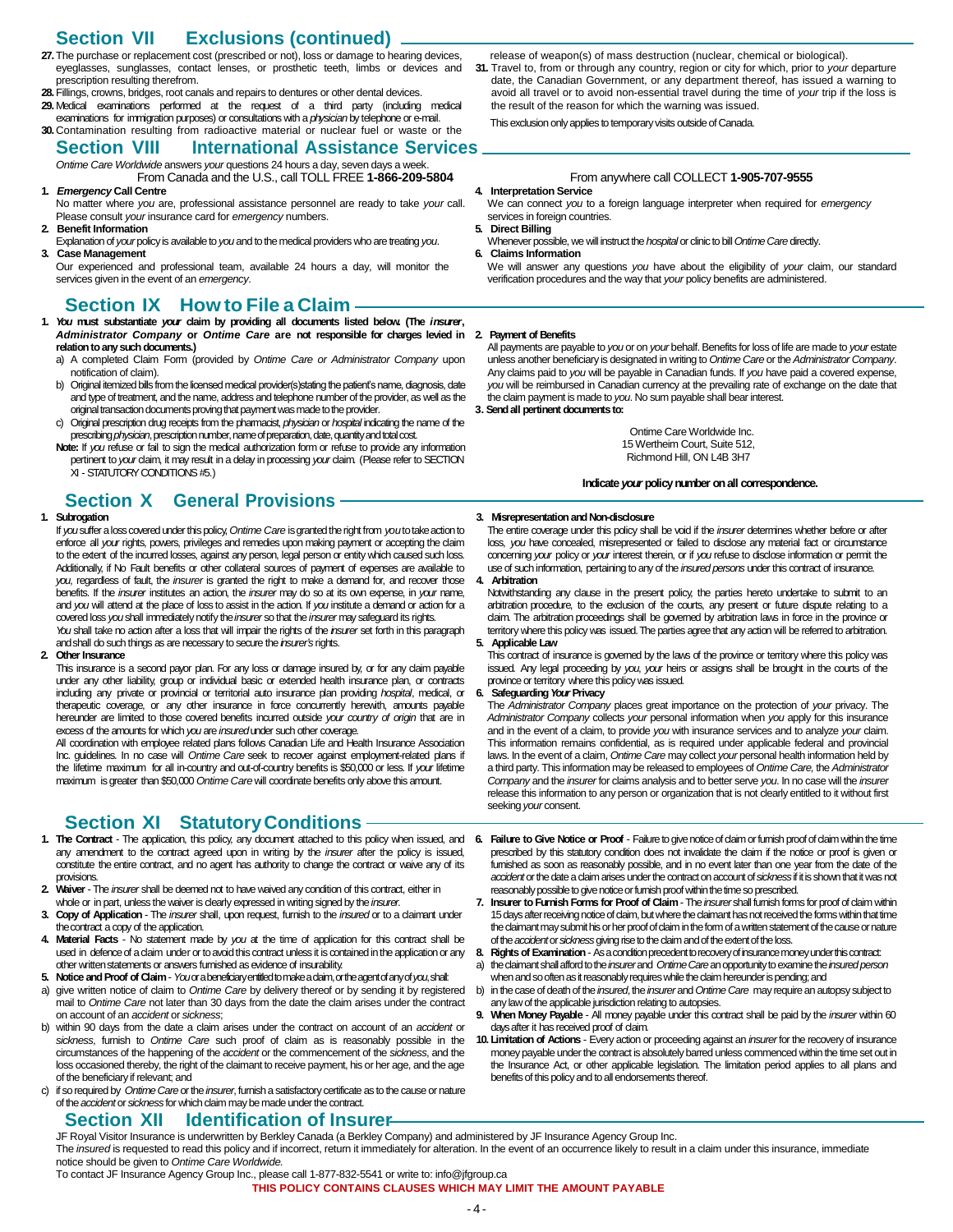## Section VII Exclusions (continued)

27. The purchase or replacement cost (prescribed or not), loss or damage to hearing devices, eyeglasses, sunglasses, contact lenses, or prosthetic teeth, limbs or devices and prescription resulting therefrom.
28. Fillings, crowns, bridges, root canals and repairs to dentures or other dental devices.
29. Medical examinations performed at the request of a third party (including medical examinations for immigration purposes) or consultations with a *physician* by telephone or e-mail.
30. Contamination resulting from radioactive material or nuclear fuel or waste or the release of weapon(s) of mass destruction (nuclear, chemical or biological).
31. Travel to, from or through any country, region or city for which, prior to *your* departure date, the Canadian Government, or any department thereof, has issued a warning to avoid all travel or to avoid non-essential travel during the time of *your* trip if the loss is the result of the reason for which the warning was issued.

This exclusion only applies to temporary visits outside of Canada.

## Section VIII International Assistance Services

*Ontime Care Worldwide* answers *your* questions 24 hours a day, seven days a week.

From Canada and the U.S., call TOLL FREE **1-866-209-5804**

From anywhere call COLLECT **1-905-707-9555**

1. ***Emergency* Call Centre**
   No matter where *you* are, professional assistance personnel are ready to take *your* call. Please consult *your* insurance card for *emergency* numbers.
2. **Benefit Information**
   Explanation of *your* policy is available to *you* and to the medical providers who are treating *you*.
3. **Case Management**
   Our experienced and professional team, available 24 hours a day, will monitor the services given in the event of an *emergency*.
4. **Interpretation Service**
   We can connect *you* to a foreign language interpreter when required for *emergency* services in foreign countries.
5. **Direct Billing**
   Whenever possible, we will instruct the *hospital* or clinic to bill *Ontime Care* directly.
6. **Claims Information**
   We will answer any questions *you* have about the eligibility of *your* claim, our standard verification procedures and the way that *your* policy benefits are administered.

## Section IX How to File a Claim

1. ***You* must substantiate *your* claim by providing all documents listed below. (The *insurer*, *Administrator Company* or *Ontime Care* are not responsible for charges levied in relation to any such documents.)**
   a) A completed Claim Form (provided by *Ontime Care or Administrator Company* upon notification of claim).
   b) Original itemized bills from the licensed medical provider(s)stating the patient's name, diagnosis, date and type of treatment, and the name, address and telephone number of the provider, as well as the original transaction documents proving that payment was made to the provider.
   c) Original prescription drug receipts from the pharmacist, *physician* or *hospital* indicating the name of the prescribing *physician*, prescription number, name of preparation, date, quantity and total cost.

   **Note:** If *you* refuse or fail to sign the medical authorization form or refuse to provide any information pertinent to *your* claim, it may result in a delay in processing *your* claim. (Please refer to SECTION XI - STATUTORY CONDITIONS #5.)
2. **Payment of Benefits**
   All payments are payable to *you* or on *your* behalf. Benefits for loss of life are made to *your* estate unless another beneficiary is designated in writing to *Ontime Care* or the *Administrator Company*. Any claims paid to *you* will be payable in Canadian funds. If *you* have paid a covered expense, *you* will be reimbursed in Canadian currency at the prevailing rate of exchange on the date that the claim payment is made to *you*. No sum payable shall bear interest.
3. **Send all pertinent documents to:**

   Ontime Care Worldwide Inc.
   15 Wertheim Court, Suite 512,
   Richmond Hill, ON L4B 3H7

   **Indicate *your* policy number on all correspondence.**

## Section X General Provisions

1. **Subrogation**
   If *you* suffer a loss covered under this policy, *Ontime Care* is granted the right from *you* to take action to enforce all *your* rights, powers, privileges and remedies upon making payment or accepting the claim to the extent of the incurred losses, against any person, legal person or entity which caused such loss. Additionally, if No Fault benefits or other collateral sources of payment of expenses are available to *you*, regardless of fault, the *insurer* is granted the right to make a demand for, and recover those benefits. If the *insurer* institutes an action, the *insurer* may do so at its own expense, in *your* name, and *you* will attend at the place of loss to assist in the action. If *you* institute a demand or action for a covered loss *you* shall immediately notify the *insurer* so that the *insurer* may safeguard its rights.
   *You* shall take no action after a loss that will impair the rights of the *insurer* set forth in this paragraph and shall do such things as are necessary to secure the *insurer's* rights.
2. **Other Insurance**
   This insurance is a second payor plan. For any loss or damage insured by, or for any claim payable under any other liability, group or individual basic or extended health insurance plan, or contracts including any private or provincial or territorial auto insurance plan providing *hospital*, medical, or therapeutic coverage, or any other insurance in force concurrently herewith, amounts payable hereunder are limited to those covered benefits incurred outside *your country of origin* that are in excess of the amounts for which *you* are *insured* under such other coverage.
   All coordination with employee related plans follows Canadian Life and Health Insurance Association Inc. guidelines. In no case will *Ontime Care* seek to recover against employment-related plans if the lifetime maximum for all in-country and out-of-country benefits is $50,000 or less. If *your* lifetime maximum is greater than $50,000 *Ontime Care* will coordinate benefits only above this amount.
3. **Misrepresentation and Non-disclosure**
   The entire coverage under this policy shall be void if the *insurer* determines whether before or after loss, *you* have concealed, misrepresented or failed to disclose any material fact or circumstance concerning *your* policy or *your* interest therein, or if *you* refuse to disclose information or permit the use of such information, pertaining to any of the *insured persons* under this contract of insurance.
4. **Arbitration**
   Notwithstanding any clause in the present policy, the parties hereto undertake to submit to an arbitration procedure, to the exclusion of the courts, any present or future dispute relating to a claim. The arbitration proceedings shall be governed by arbitration laws in force in the province or territory where this policy was issued. The parties agree that any action will be referred to arbitration.
5. **Applicable Law**
   This contract of insurance is governed by the laws of the province or territory where this policy was issued. Any legal proceeding by *you*, *your* heirs or assigns shall be brought in the courts of the province or territory where this policy was issued.
6. **Safeguarding *Your* Privacy**
   The *Administrator Company* places great importance on the protection of *your* privacy. The *Administrator Company* collects *your* personal information when *you* apply for this insurance and in the event of a claim, to provide *you* with insurance services and to analyze *your* claim. This information remains confidential, as is required under applicable federal and provincial laws. In the event of a claim, *Ontime Care* may collect *your* personal health information held by a third party. This information may be released to employees of *Ontime Care*, the *Administrator Company* and the *insurer* for claims analysis and to better serve *you*. In no case will the *insurer* release this information to any person or organization that is not clearly entitled to it without first seeking *your* consent.

## Section XI Statutory Conditions

1. **The Contract** - The application, this policy, any document attached to this policy when issued, and any amendment to the contract agreed upon in writing by the *insurer* after the policy is issued, constitute the entire contract, and no agent has authority to change the contract or waive any of its provisions.
2. **Waiver** - The *insurer* shall be deemed not to have waived any condition of this contract, either in whole or in part, unless the waiver is clearly expressed in writing signed by the *insurer*.
3. **Copy of Application** - The *insurer* shall, upon request, furnish to the *insured* or to a claimant under the contract a copy of the application.
4. **Material Facts** - No statement made by *you* at the time of application for this contract shall be used in defence of a claim under or to avoid this contract unless it is contained in the application or any other written statements or answers furnished as evidence of insurability.
5. **Notice and Proof of Claim** - *You* or a beneficiary entitled to make a claim, or the agent of any of *you*, shall:
   a) give written notice of claim to *Ontime Care* by delivery thereof or by sending it by registered mail to *Ontime Care* not later than 30 days from the date the claim arises under the contract on account of an *accident* or *sickness*;
   b) within 90 days from the date a claim arises under the contract on account of an *accident* or *sickness*, furnish to *Ontime Care* such proof of claim as is reasonably possible in the circumstances of the happening of the *accident* or the commencement of the *sickness*, and the loss occasioned thereby, the right of the claimant to receive payment, his or her age, and the age of the beneficiary if relevant; and
   c) if so required by *Ontime Care* or the *insurer*, furnish a satisfactory certificate as to the cause or nature of the *accident* or *sickness* for which claim may be made under the contract.
6. **Failure to Give Notice or Proof** - Failure to give notice of claim or furnish proof of claim within the time prescribed by this statutory condition does not invalidate the claim if the notice or proof is given or furnished as soon as reasonably possible, and in no event later than one year from the date of the *accident* or the date a claim arises under the contract on account of *sickness* if it is shown that it was not reasonably possible to give notice or furnish proof within the time so prescribed.
7. **Insurer to Furnish Forms for Proof of Claim** - The *insurer* shall furnish forms for proof of claim within 15 days after receiving notice of claim, but where the claimant has not received the forms within that time the claimant may submit his or her proof of claim in the form of a written statement of the cause or nature of the *accident* or *sickness* giving rise to the claim and of the extent of the loss.
8. **Rights of Examination** - As a condition precedent to recovery of insurance money under this contract:
   a) the claimant shall afford to the *insurer* and *Ontime Care* an opportunity to examine the *insured person* when and so often as it reasonably requires while the claim hereunder is pending; and
   b) in the case of death of the *insured*, the *insurer* and *Ontime Care* may require an autopsy subject to any law of the applicable jurisdiction relating to autopsies.
9. **When Money Payable** - All money payable under this contract shall be paid by the *insurer* within 60 days after it has received proof of claim.
10. **Limitation of Actions** - Every action or proceeding against an *insurer* for the recovery of insurance money payable under the contract is absolutely barred unless commenced within the time set out in the Insurance Act, or other applicable legislation. The limitation period applies to all plans and benefits of this policy and to all endorsements thereof.

## Section XII Identification of Insurer

JF Royal Visitor Insurance is underwritten by Berkley Canada (a Berkley Company) and administered by JF Insurance Agency Group Inc.
The *insured* is requested to read this policy and if incorrect, return it immediately for alteration. In the event of an occurrence likely to result in a claim under this insurance, immediate notice should be given to *Ontime Care Worldwide*.
To contact JF Insurance Agency Group Inc., please call 1-877-832-5541 or write to: info@jfgroup.ca

**THIS POLICY CONTAINS CLAUSES WHICH MAY LIMIT THE AMOUNT PAYABLE**